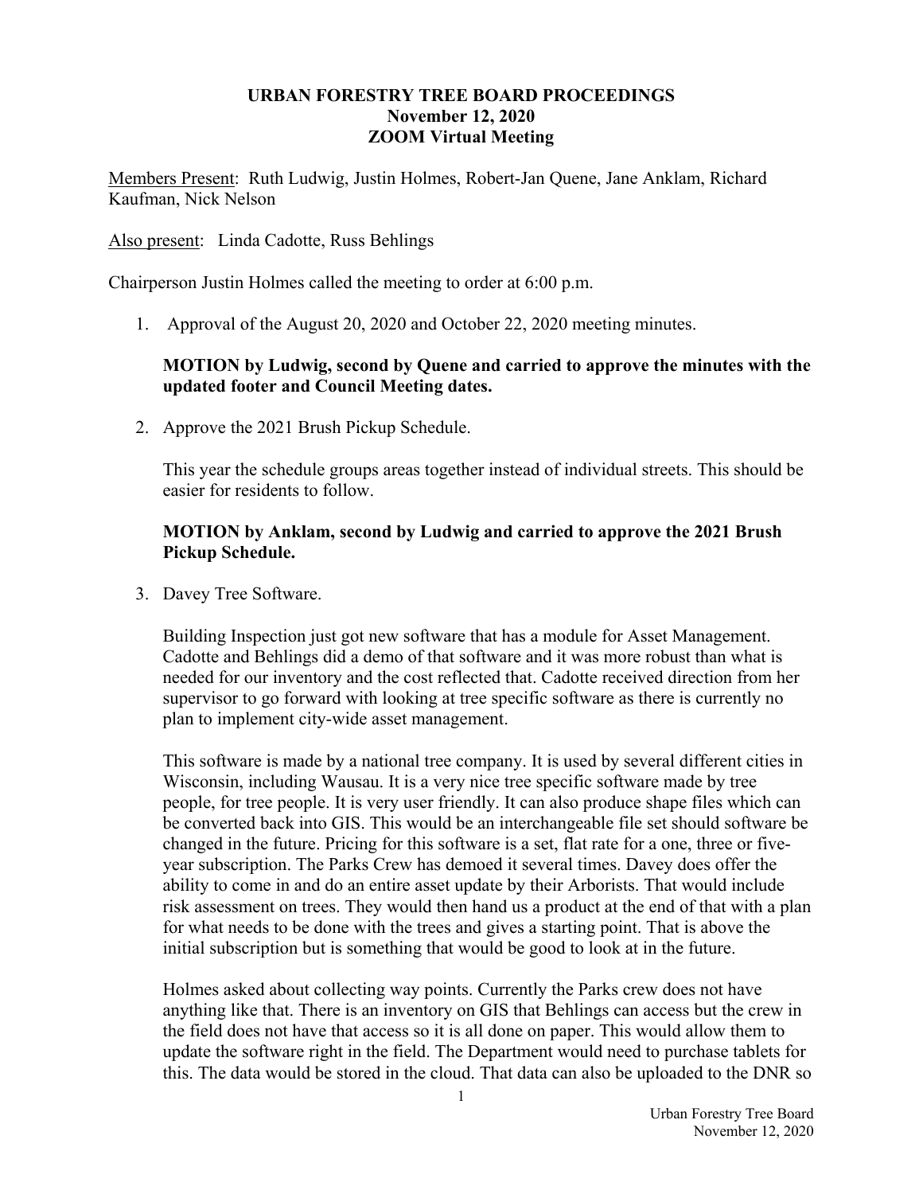# URBAN FORESTRY TREE BOARD PROCEEDINGS
## November 12, 2020
## ZOOM Virtual Meeting

Members Present: Ruth Ludwig, Justin Holmes, Robert-Jan Quene, Jane Anklam, Richard Kaufman, Nick Nelson

Also present: Linda Cadotte, Russ Behlings

Chairperson Justin Holmes called the meeting to order at 6:00 p.m.

1. Approval of the August 20, 2020 and October 22, 2020 meeting minutes.

   **MOTION by Ludwig, second by Quene and carried to approve the minutes with the updated footer and Council Meeting dates.**

2. Approve the 2021 Brush Pickup Schedule.

   This year the schedule groups areas together instead of individual streets. This should be easier for residents to follow.

   **MOTION by Anklam, second by Ludwig and carried to approve the 2021 Brush Pickup Schedule.**

3. Davey Tree Software.

   Building Inspection just got new software that has a module for Asset Management. Cadotte and Behlings did a demo of that software and it was more robust than what is needed for our inventory and the cost reflected that. Cadotte received direction from her supervisor to go forward with looking at tree specific software as there is currently no plan to implement city-wide asset management.

   This software is made by a national tree company. It is used by several different cities in Wisconsin, including Wausau. It is a very nice tree specific software made by tree people, for tree people. It is very user friendly. It can also produce shape files which can be converted back into GIS. This would be an interchangeable file set should software be changed in the future. Pricing for this software is a set, flat rate for a one, three or five-year subscription. The Parks Crew has demoed it several times. Davey does offer the ability to come in and do an entire asset update by their Arborists. That would include risk assessment on trees. They would then hand us a product at the end of that with a plan for what needs to be done with the trees and gives a starting point. That is above the initial subscription but is something that would be good to look at in the future.

   Holmes asked about collecting way points. Currently the Parks crew does not have anything like that. There is an inventory on GIS that Behlings can access but the crew in the field does not have that access so it is all done on paper. This would allow them to update the software right in the field. The Department would need to purchase tablets for this. The data would be stored in the cloud. That data can also be uploaded to the DNR so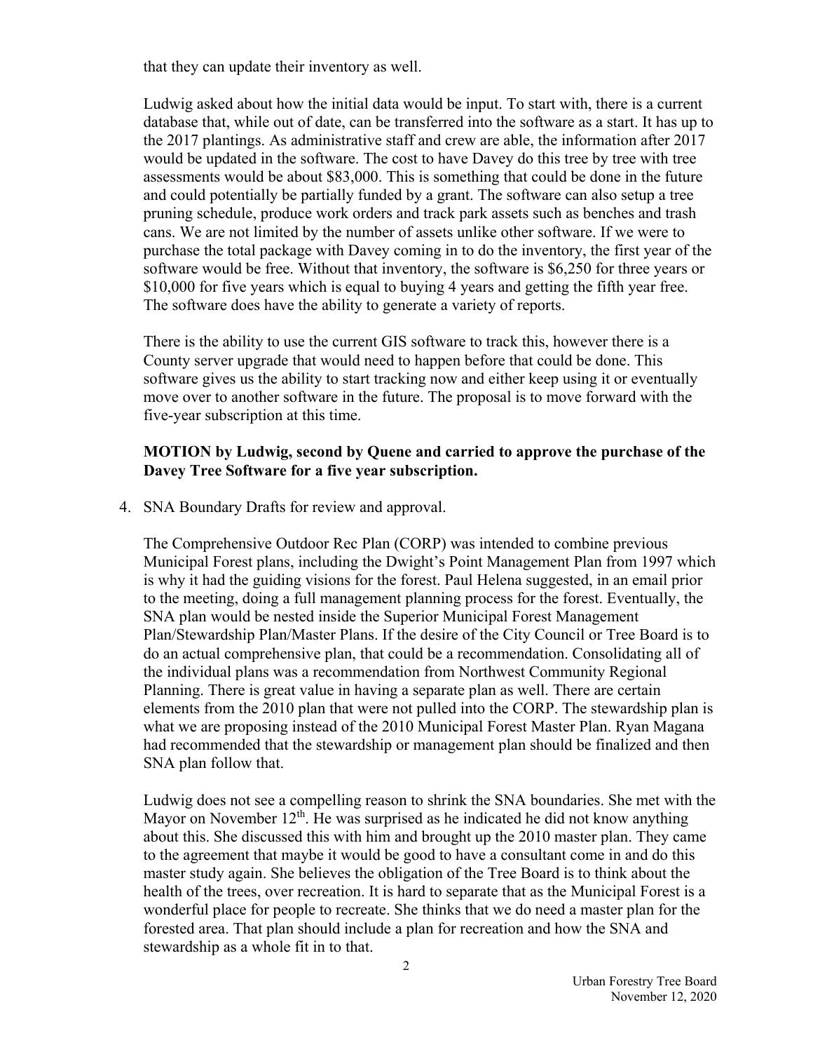that they can update their inventory as well.

Ludwig asked about how the initial data would be input. To start with, there is a current database that, while out of date, can be transferred into the software as a start. It has up to the 2017 plantings. As administrative staff and crew are able, the information after 2017 would be updated in the software. The cost to have Davey do this tree by tree with tree assessments would be about $83,000. This is something that could be done in the future and could potentially be partially funded by a grant. The software can also setup a tree pruning schedule, produce work orders and track park assets such as benches and trash cans. We are not limited by the number of assets unlike other software. If we were to purchase the total package with Davey coming in to do the inventory, the first year of the software would be free. Without that inventory, the software is $6,250 for three years or $10,000 for five years which is equal to buying 4 years and getting the fifth year free. The software does have the ability to generate a variety of reports.

There is the ability to use the current GIS software to track this, however there is a County server upgrade that would need to happen before that could be done. This software gives us the ability to start tracking now and either keep using it or eventually move over to another software in the future. The proposal is to move forward with the five-year subscription at this time.

**MOTION by Ludwig, second by Quene and carried to approve the purchase of the Davey Tree Software for a five year subscription.**

4. SNA Boundary Drafts for review and approval.

   The Comprehensive Outdoor Rec Plan (CORP) was intended to combine previous Municipal Forest plans, including the Dwight's Point Management Plan from 1997 which is why it had the guiding visions for the forest. Paul Helena suggested, in an email prior to the meeting, doing a full management planning process for the forest. Eventually, the SNA plan would be nested inside the Superior Municipal Forest Management Plan/Stewardship Plan/Master Plans. If the desire of the City Council or Tree Board is to do an actual comprehensive plan, that could be a recommendation. Consolidating all of the individual plans was a recommendation from Northwest Community Regional Planning. There is great value in having a separate plan as well. There are certain elements from the 2010 plan that were not pulled into the CORP. The stewardship plan is what we are proposing instead of the 2010 Municipal Forest Master Plan. Ryan Magana had recommended that the stewardship or management plan should be finalized and then SNA plan follow that.

   Ludwig does not see a compelling reason to shrink the SNA boundaries. She met with the Mayor on November 12th. He was surprised as he indicated he did not know anything about this. She discussed this with him and brought up the 2010 master plan. They came to the agreement that maybe it would be good to have a consultant come in and do this master study again. She believes the obligation of the Tree Board is to think about the health of the trees, over recreation. It is hard to separate that as the Municipal Forest is a wonderful place for people to recreate. She thinks that we do need a master plan for the forested area. That plan should include a plan for recreation and how the SNA and stewardship as a whole fit in to that.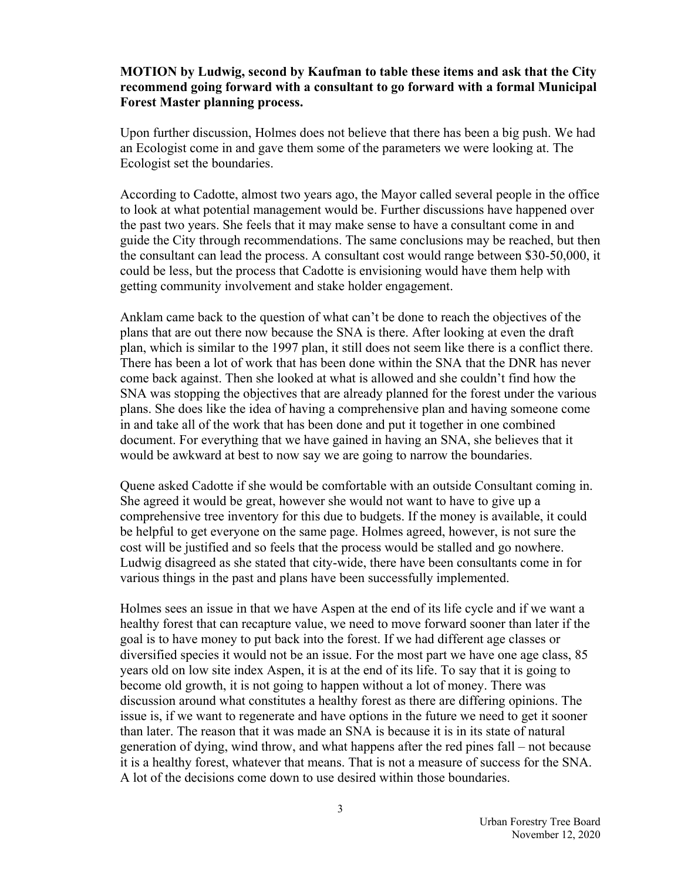**MOTION by Ludwig, second by Kaufman to table these items and ask that the City recommend going forward with a consultant to go forward with a formal Municipal Forest Master planning process.**

Upon further discussion, Holmes does not believe that there has been a big push. We had an Ecologist come in and gave them some of the parameters we were looking at. The Ecologist set the boundaries.

According to Cadotte, almost two years ago, the Mayor called several people in the office to look at what potential management would be. Further discussions have happened over the past two years. She feels that it may make sense to have a consultant come in and guide the City through recommendations. The same conclusions may be reached, but then the consultant can lead the process. A consultant cost would range between $30-50,000, it could be less, but the process that Cadotte is envisioning would have them help with getting community involvement and stake holder engagement.

Anklam came back to the question of what can't be done to reach the objectives of the plans that are out there now because the SNA is there. After looking at even the draft plan, which is similar to the 1997 plan, it still does not seem like there is a conflict there. There has been a lot of work that has been done within the SNA that the DNR has never come back against. Then she looked at what is allowed and she couldn't find how the SNA was stopping the objectives that are already planned for the forest under the various plans. She does like the idea of having a comprehensive plan and having someone come in and take all of the work that has been done and put it together in one combined document. For everything that we have gained in having an SNA, she believes that it would be awkward at best to now say we are going to narrow the boundaries.

Quene asked Cadotte if she would be comfortable with an outside Consultant coming in. She agreed it would be great, however she would not want to have to give up a comprehensive tree inventory for this due to budgets. If the money is available, it could be helpful to get everyone on the same page. Holmes agreed, however, is not sure the cost will be justified and so feels that the process would be stalled and go nowhere. Ludwig disagreed as she stated that city-wide, there have been consultants come in for various things in the past and plans have been successfully implemented.

Holmes sees an issue in that we have Aspen at the end of its life cycle and if we want a healthy forest that can recapture value, we need to move forward sooner than later if the goal is to have money to put back into the forest. If we had different age classes or diversified species it would not be an issue. For the most part we have one age class, 85 years old on low site index Aspen, it is at the end of its life. To say that it is going to become old growth, it is not going to happen without a lot of money. There was discussion around what constitutes a healthy forest as there are differing opinions. The issue is, if we want to regenerate and have options in the future we need to get it sooner than later. The reason that it was made an SNA is because it is in its state of natural generation of dying, wind throw, and what happens after the red pines fall – not because it is a healthy forest, whatever that means. That is not a measure of success for the SNA. A lot of the decisions come down to use desired within those boundaries.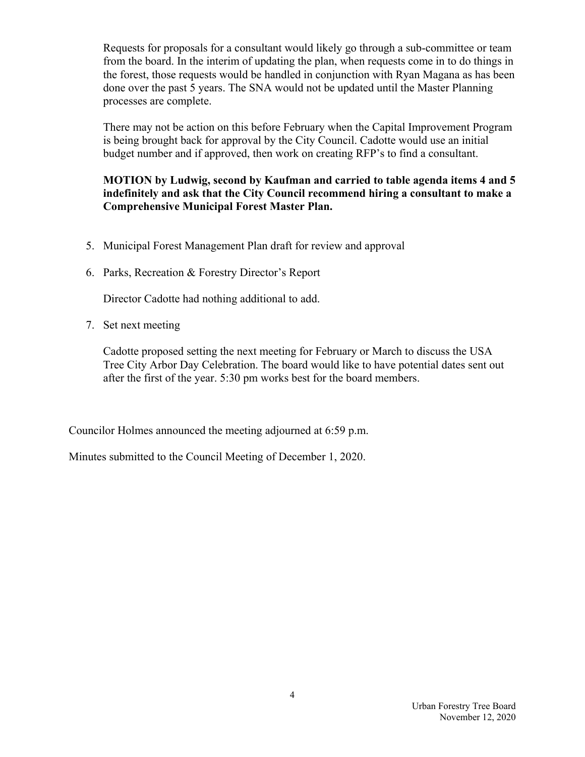Requests for proposals for a consultant would likely go through a sub-committee or team from the board. In the interim of updating the plan, when requests come in to do things in the forest, those requests would be handled in conjunction with Ryan Magana as has been done over the past 5 years. The SNA would not be updated until the Master Planning processes are complete.

There may not be action on this before February when the Capital Improvement Program is being brought back for approval by the City Council. Cadotte would use an initial budget number and if approved, then work on creating RFP's to find a consultant.

**MOTION by Ludwig, second by Kaufman and carried to table agenda items 4 and 5 indefinitely and ask that the City Council recommend hiring a consultant to make a Comprehensive Municipal Forest Master Plan.**

5. Municipal Forest Management Plan draft for review and approval

6. Parks, Recreation & Forestry Director's Report

   Director Cadotte had nothing additional to add.

7. Set next meeting

   Cadotte proposed setting the next meeting for February or March to discuss the USA Tree City Arbor Day Celebration. The board would like to have potential dates sent out after the first of the year. 5:30 pm works best for the board members.

Councilor Holmes announced the meeting adjourned at 6:59 p.m.

Minutes submitted to the Council Meeting of December 1, 2020.